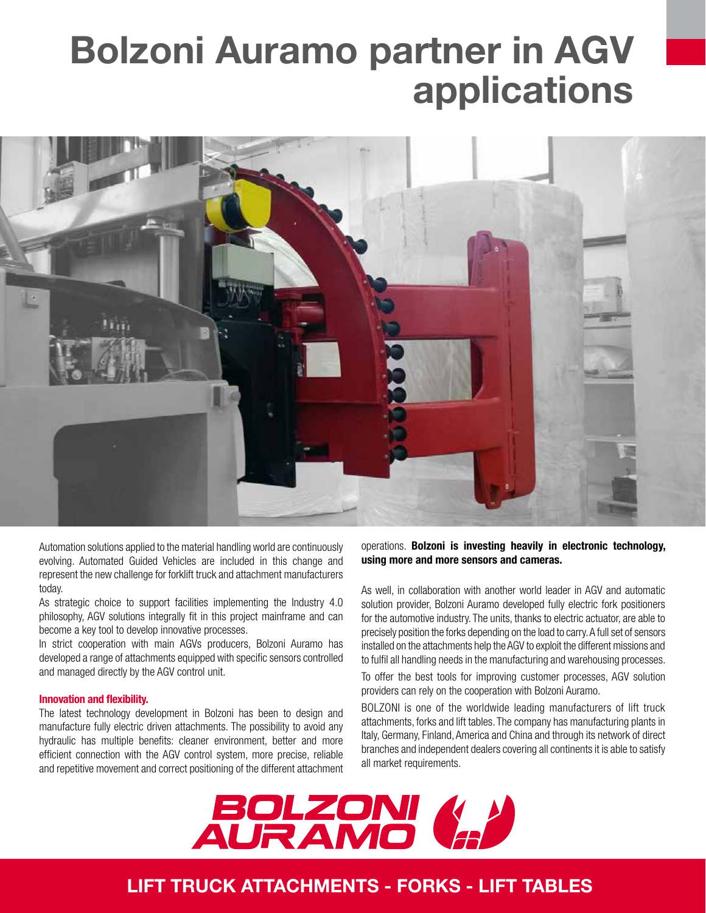# Bolzoni Auramo partner in AGV applications

Automation solutions applied to the material handling world are continuously evolving. Automated Guided Vehicles are included in this change and represent the new challenge for forklift truck and attachment manufacturers today.

As strategic choice to support facilities implementing the Industry 4.0 philosophy, AGV solutions integrally fit in this project mainframe and can become a key tool to develop innovative processes.

In strict cooperation with main AGVs producers, Bolzoni Auramo has developed a range of attachments equipped with specific sensors controlled and managed directly by the AGV control unit.

#### Innovation and flexibility.

The latest technology development in Bolzoni has been to design and manufacture fully electric driven attachments. The possibility to avoid any hydraulic has multiple benefits: cleaner environment, better and more efficient connection with the AGV control system, more precise, reliable and repetitive movement and correct positioning of the different attachment operations. **Bolzoni is investing heavily in electronic technology, using more and more sensors and cameras.**

As well, in collaboration with another world leader in AGV and automatic solution provider, Bolzoni Auramo developed fully electric fork positioners for the automotive industry. The units, thanks to electric actuator, are able to precisely position the forks depending on the load to carry. A full set of sensors installed on the attachments help the AGV to exploit the different missions and to fulfil all handling needs in the manufacturing and warehousing processes.

To offer the best tools for improving customer processes, AGV solution providers can rely on the cooperation with Bolzoni Auramo.

BOLZONI is one of the worldwide leading manufacturers of lift truck attachments, forks and lift tables. The company has manufacturing plants in Italy, Germany, Finland, America and China and through its network of direct branches and independent dealers covering all continents it is able to satisfy all market requirements.

BOLZONI AURAMO

**LIFT TRUCK ATTACHMENTS - FORKS - LIFT TABLES**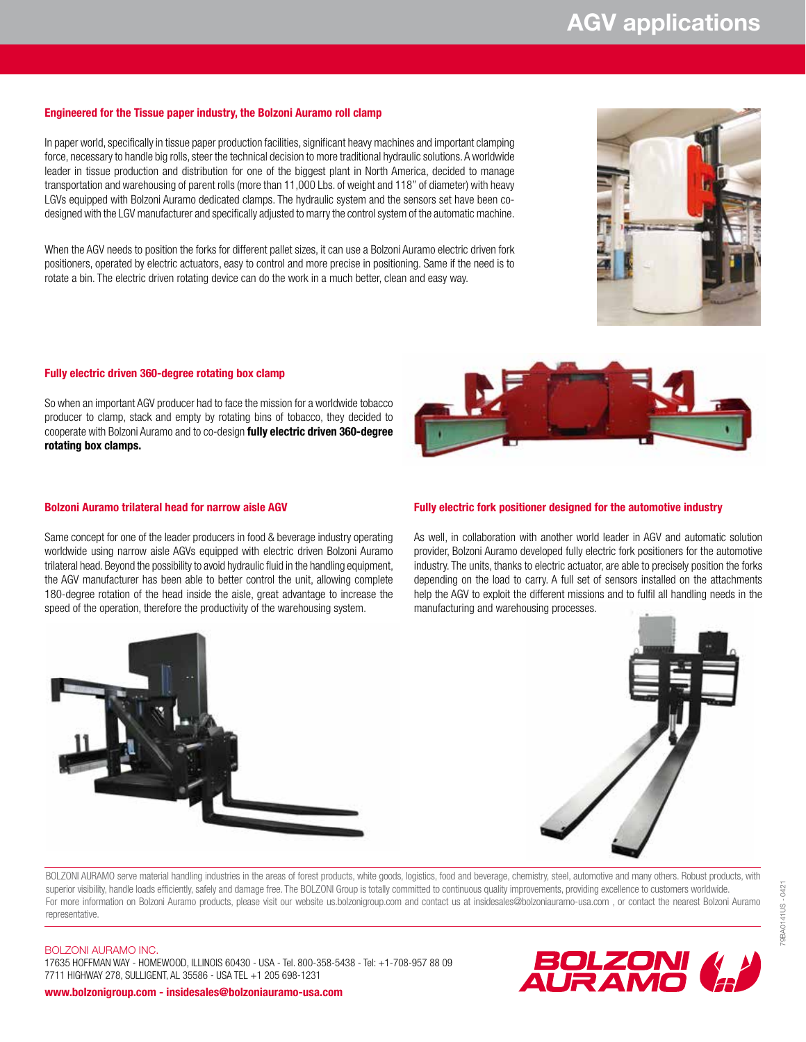# AGV applications

### Engineered for the Tissue paper industry, the Bolzoni Auramo roll clamp

In paper world, specifically in tissue paper production facilities, significant heavy machines and important clamping force, necessary to handle big rolls, steer the technical decision to more traditional hydraulic solutions. A worldwide leader in tissue production and distribution for one of the biggest plant in North America, decided to manage transportation and warehousing of parent rolls (more than 11,000 Lbs. of weight and 118" of diameter) with heavy LGVs equipped with Bolzoni Auramo dedicated clamps. The hydraulic system and the sensors set have been co-designed with the LGV manufacturer and specifically adjusted to marry the control system of the automatic machine.

When the AGV needs to position the forks for different pallet sizes, it can use a Bolzoni Auramo electric driven fork positioners, operated by electric actuators, easy to control and more precise in positioning. Same if the need is to rotate a bin. The electric driven rotating device can do the work in a much better, clean and easy way.

### Fully electric driven 360-degree rotating box clamp

So when an important AGV producer had to face the mission for a worldwide tobacco producer to clamp, stack and empty by rotating bins of tobacco, they decided to cooperate with Bolzoni Auramo and to co-design **fully electric driven 360-degree rotating box clamps.**

### Bolzoni Auramo trilateral head for narrow aisle AGV

Same concept for one of the leader producers in food & beverage industry operating worldwide using narrow aisle AGVs equipped with electric driven Bolzoni Auramo trilateral head. Beyond the possibility to avoid hydraulic fluid in the handling equipment, the AGV manufacturer has been able to better control the unit, allowing complete 180-degree rotation of the head inside the aisle, great advantage to increase the speed of the operation, therefore the productivity of the warehousing system.

### Fully electric fork positioner designed for the automotive industry

As well, in collaboration with another world leader in AGV and automatic solution provider, Bolzoni Auramo developed fully electric fork positioners for the automotive industry. The units, thanks to electric actuator, are able to precisely position the forks depending on the load to carry. A full set of sensors installed on the attachments help the AGV to exploit the different missions and to fulfil all handling needs in the manufacturing and warehousing processes.

BOLZONI AURAMO serve material handling industries in the areas of forest products, white goods, logistics, food and beverage, chemistry, steel, automotive and many others. Robust products, with superior visibility, handle loads efficiently, safely and damage free. The BOLZONI Group is totally committed to continuous quality improvements, providing excellence to customers worldwide.
For more information on Bolzoni Auramo products, please visit our website us.bolzonigroup.com and contact us at insidesales@bolzoniauramo-usa.com , or contact the nearest Bolzoni Auramo representative.

BOLZONI AURAMO INC.
17635 HOFFMAN WAY - HOMEWOOD, ILLINOIS 60430 - USA - Tel. 800-358-5438 - Tel: +1-708-957 88 09
7711 HIGHWAY 278, SULLIGENT, AL 35586 - USA TEL +1 205 698-1231

**www.bolzonigroup.com - insidesales@bolzoniauramo-usa.com**

79BA0141US - 0421